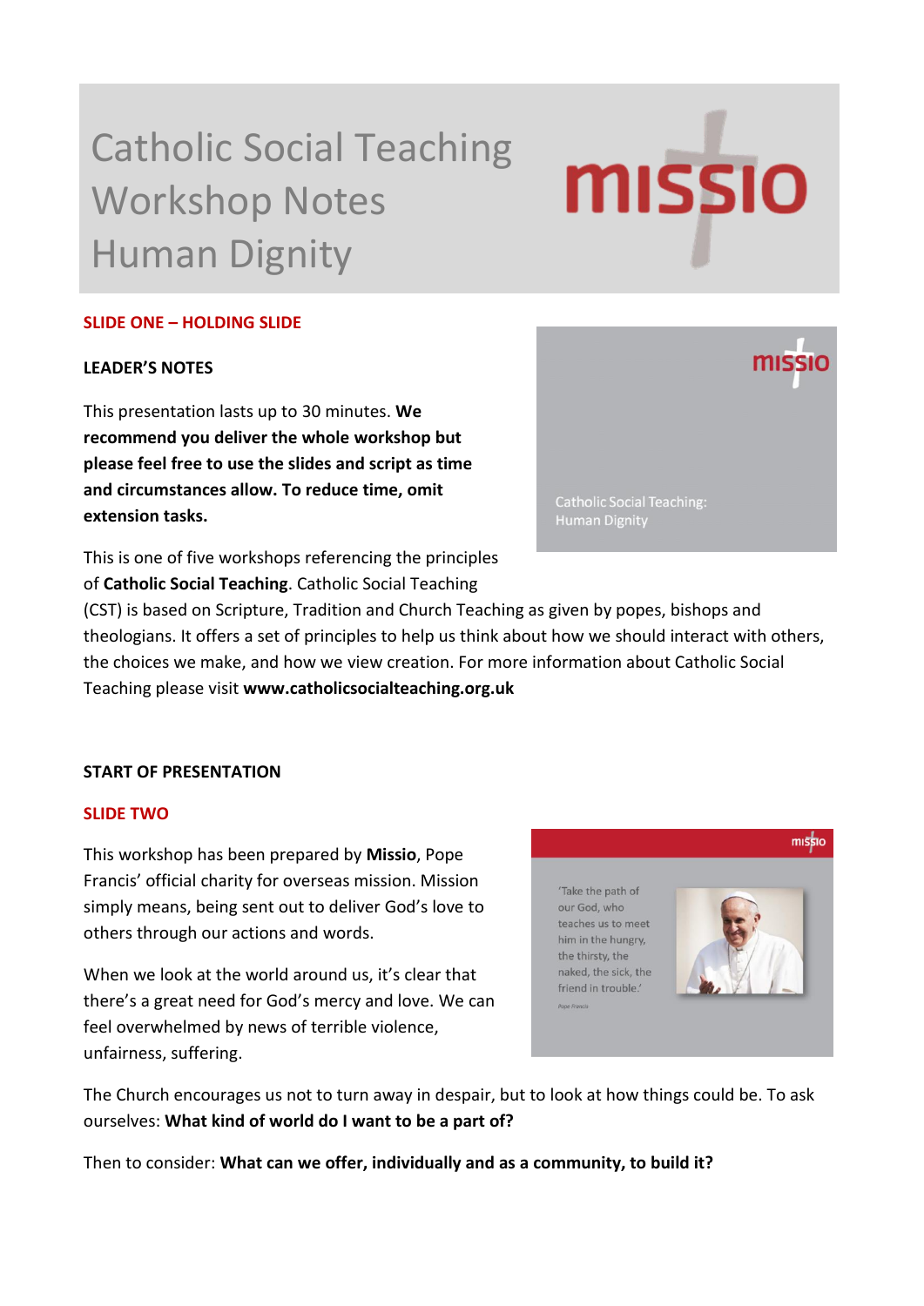# Catholic Social Teaching Workshop Notes Human Dignity

## SLIDE ONE – HOLDING SLIDE

**LEADER'S NOTES**

This presentation lasts up to 30 minutes. **We recommend you deliver the whole workshop but please feel free to use the slides and script as time and circumstances allow. To reduce time, omit extension tasks.**

This is one of five workshops referencing the principles of **Catholic Social Teaching**. Catholic Social Teaching (CST) is based on Scripture, Tradition and Church Teaching as given by popes, bishops and theologians. It offers a set of principles to help us think about how we should interact with others, the choices we make, and how we view creation. For more information about Catholic Social Teaching please visit **www.catholicsocialteaching.org.uk**

**START OF PRESENTATION**

## SLIDE TWO

This workshop has been prepared by **Missio**, Pope Francis' official charity for overseas mission. Mission simply means, being sent out to deliver God's love to others through our actions and words.

When we look at the world around us, it's clear that there's a great need for God's mercy and love. We can feel overwhelmed by news of terrible violence, unfairness, suffering.

The Church encourages us not to turn away in despair, but to look at how things could be. To ask ourselves: **What kind of world do I want to be a part of?**

Then to consider: **What can we offer, individually and as a community, to build it?**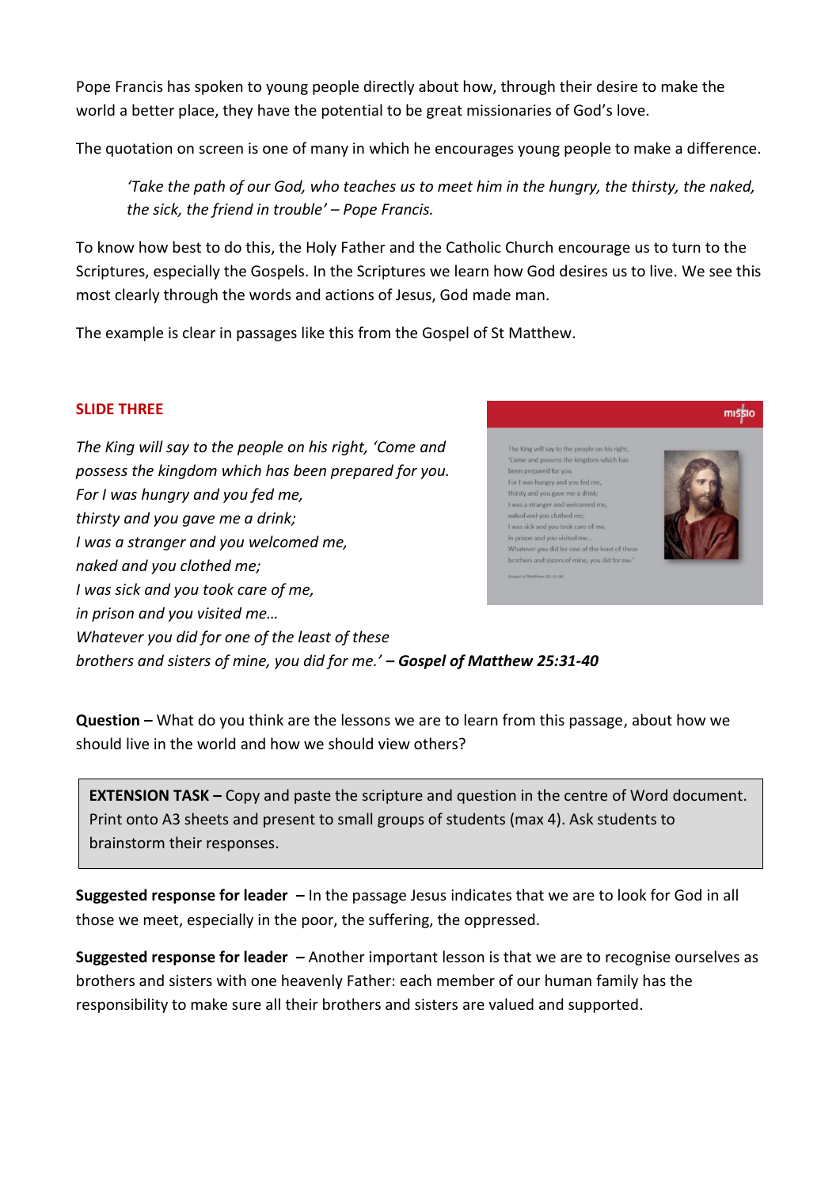Pope Francis has spoken to young people directly about how, through their desire to make the world a better place, they have the potential to be great missionaries of God's love.

The quotation on screen is one of many in which he encourages young people to make a difference.

> *'Take the path of our God, who teaches us to meet him in the hungry, the thirsty, the naked, the sick, the friend in trouble' – Pope Francis.*

To know how best to do this, the Holy Father and the Catholic Church encourage us to turn to the Scriptures, especially the Gospels. In the Scriptures we learn how God desires us to live. We see this most clearly through the words and actions of Jesus, God made man.

The example is clear in passages like this from the Gospel of St Matthew.

**SLIDE THREE**

*The King will say to the people on his right, 'Come and possess the kingdom which has been prepared for you.*
*For I was hungry and you fed me,*
*thirsty and you gave me a drink;*
*I was a stranger and you welcomed me,*
*naked and you clothed me;*
*I was sick and you took care of me,*
*in prison and you visited me…*
*Whatever you did for one of the least of these*
*brothers and sisters of mine, you did for me.'* ***– Gospel of Matthew 25:31-40***

**Question –** What do you think are the lessons we are to learn from this passage, about how we should live in the world and how we should view others?

> **EXTENSION TASK –** Copy and paste the scripture and question in the centre of Word document. Print onto A3 sheets and present to small groups of students (max 4). Ask students to brainstorm their responses.

**Suggested response for leader –** In the passage Jesus indicates that we are to look for God in all those we meet, especially in the poor, the suffering, the oppressed.

**Suggested response for leader –** Another important lesson is that we are to recognise ourselves as brothers and sisters with one heavenly Father: each member of our human family has the responsibility to make sure all their brothers and sisters are valued and supported.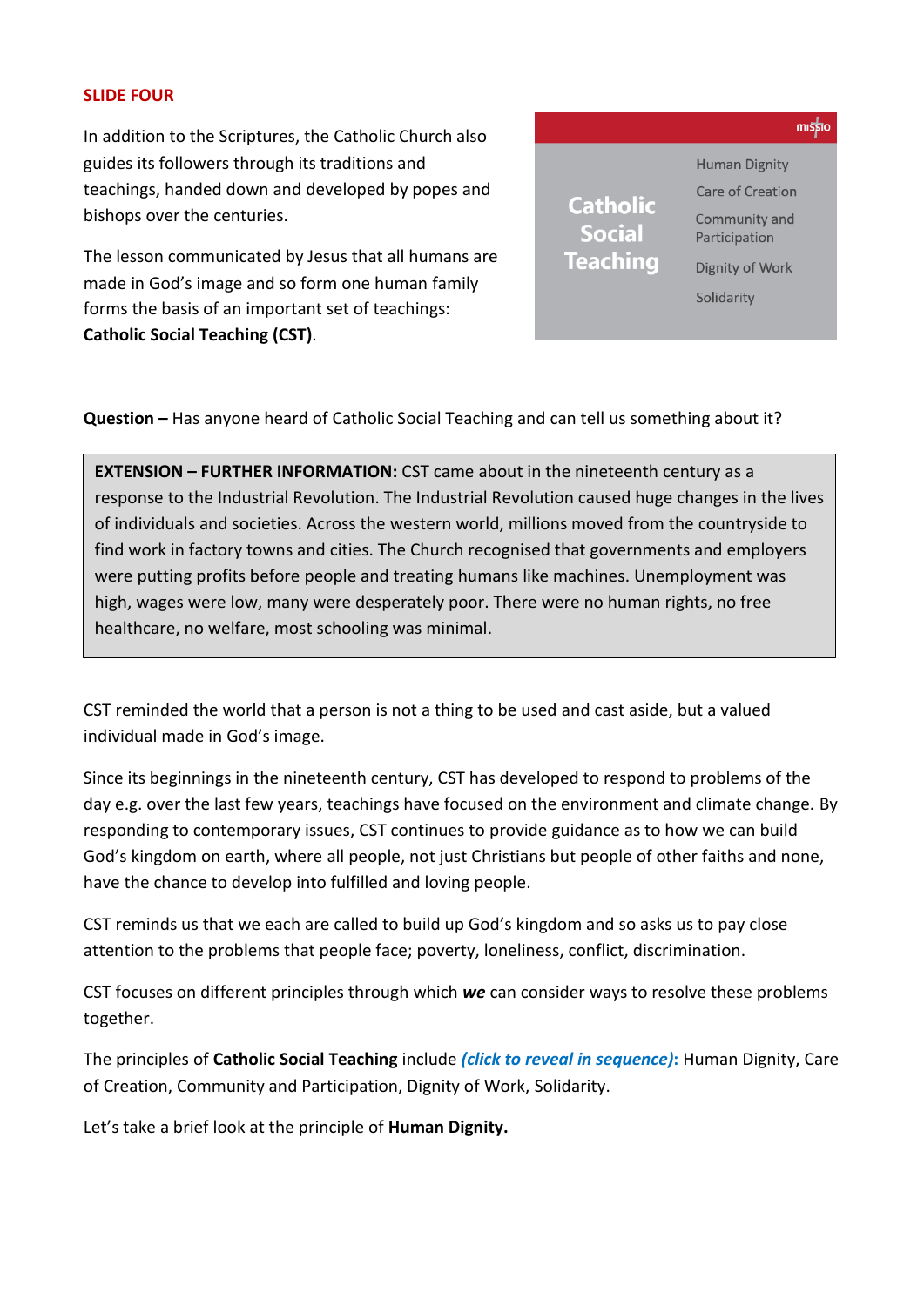**SLIDE FOUR**

In addition to the Scriptures, the Catholic Church also guides its followers through its traditions and teachings, handed down and developed by popes and bishops over the centuries.

The lesson communicated by Jesus that all humans are made in God's image and so form one human family forms the basis of an important set of teachings: **Catholic Social Teaching (CST)**.

missio

**Catholic Social Teaching**

- Human Dignity
- Care of Creation
- Community and Participation
- Dignity of Work
- Solidarity

**Question –** Has anyone heard of Catholic Social Teaching and can tell us something about it?

> **EXTENSION – FURTHER INFORMATION:** CST came about in the nineteenth century as a response to the Industrial Revolution. The Industrial Revolution caused huge changes in the lives of individuals and societies. Across the western world, millions moved from the countryside to find work in factory towns and cities. The Church recognised that governments and employers were putting profits before people and treating humans like machines. Unemployment was high, wages were low, many were desperately poor. There were no human rights, no free healthcare, no welfare, most schooling was minimal.

CST reminded the world that a person is not a thing to be used and cast aside, but a valued individual made in God's image.

Since its beginnings in the nineteenth century, CST has developed to respond to problems of the day e.g. over the last few years, teachings have focused on the environment and climate change. By responding to contemporary issues, CST continues to provide guidance as to how we can build God's kingdom on earth, where all people, not just Christians but people of other faiths and none, have the chance to develop into fulfilled and loving people.

CST reminds us that we each are called to build up God's kingdom and so asks us to pay close attention to the problems that people face; poverty, loneliness, conflict, discrimination.

CST focuses on different principles through which ***we*** can consider ways to resolve these problems together.

The principles of **Catholic Social Teaching** include ***(click to reveal in sequence)*:** Human Dignity, Care of Creation, Community and Participation, Dignity of Work, Solidarity.

Let's take a brief look at the principle of **Human Dignity.**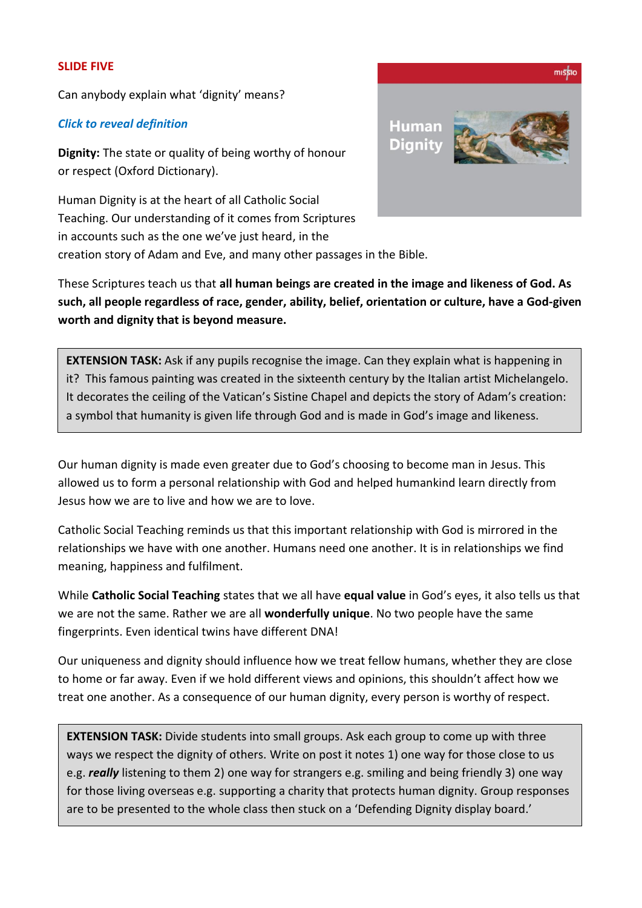**SLIDE FIVE**

Can anybody explain what 'dignity' means?

***Click to reveal definition***

**Dignity:** The state or quality of being worthy of honour or respect (Oxford Dictionary).

Human Dignity is at the heart of all Catholic Social Teaching. Our understanding of it comes from Scriptures in accounts such as the one we've just heard, in the creation story of Adam and Eve, and many other passages in the Bible.

These Scriptures teach us that **all human beings are created in the image and likeness of God. As such, all people regardless of race, gender, ability, belief, orientation or culture, have a God-given worth and dignity that is beyond measure.**

> **EXTENSION TASK:** Ask if any pupils recognise the image. Can they explain what is happening in it? This famous painting was created in the sixteenth century by the Italian artist Michelangelo. It decorates the ceiling of the Vatican's Sistine Chapel and depicts the story of Adam's creation: a symbol that humanity is given life through God and is made in God's image and likeness.

Our human dignity is made even greater due to God's choosing to become man in Jesus. This allowed us to form a personal relationship with God and helped humankind learn directly from Jesus how we are to live and how we are to love.

Catholic Social Teaching reminds us that this important relationship with God is mirrored in the relationships we have with one another. Humans need one another. It is in relationships we find meaning, happiness and fulfilment.

While **Catholic Social Teaching** states that we all have **equal value** in God's eyes, it also tells us that we are not the same. Rather we are all **wonderfully unique**. No two people have the same fingerprints. Even identical twins have different DNA!

Our uniqueness and dignity should influence how we treat fellow humans, whether they are close to home or far away. Even if we hold different views and opinions, this shouldn't affect how we treat one another. As a consequence of our human dignity, every person is worthy of respect.

> **EXTENSION TASK:** Divide students into small groups. Ask each group to come up with three ways we respect the dignity of others. Write on post it notes 1) one way for those close to us e.g. ***really*** listening to them 2) one way for strangers e.g. smiling and being friendly 3) one way for those living overseas e.g. supporting a charity that protects human dignity. Group responses are to be presented to the whole class then stuck on a 'Defending Dignity display board.'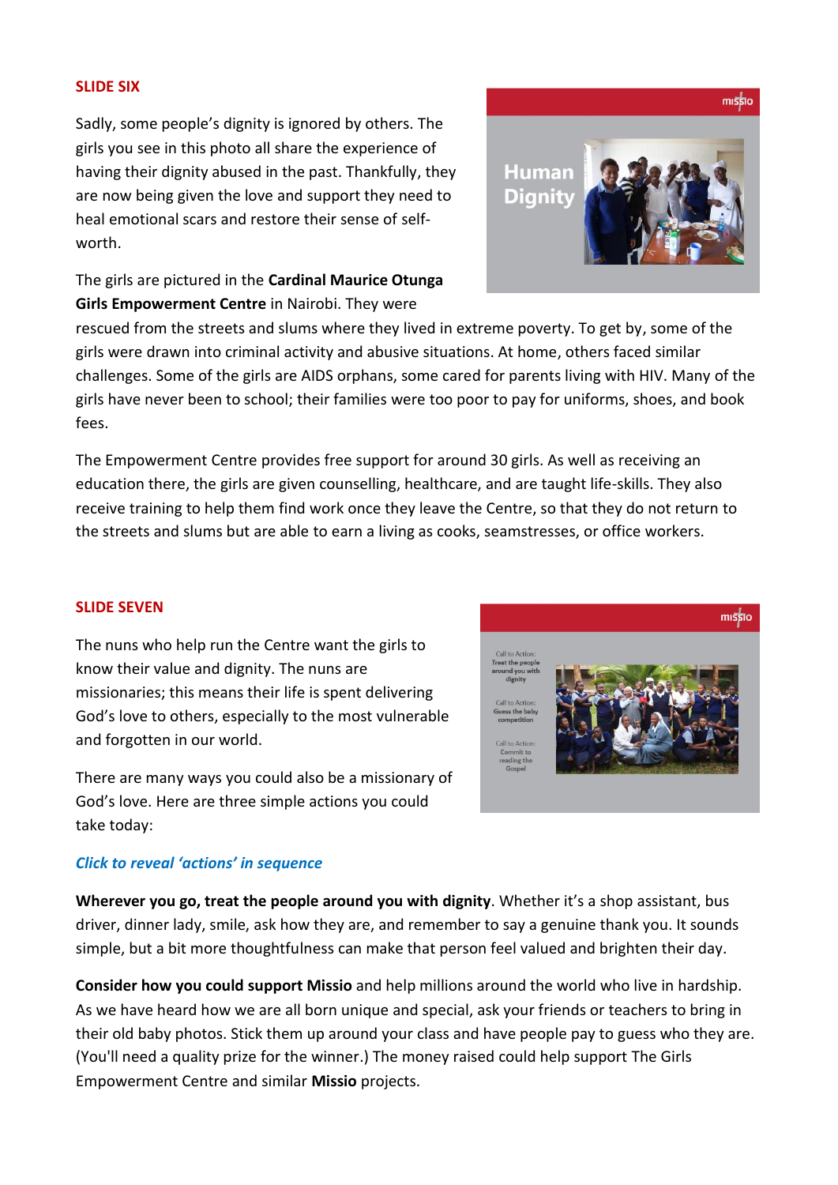## SLIDE SIX

Sadly, some people's dignity is ignored by others. The girls you see in this photo all share the experience of having their dignity abused in the past. Thankfully, they are now being given the love and support they need to heal emotional scars and restore their sense of self-worth.

The girls are pictured in the **Cardinal Maurice Otunga Girls Empowerment Centre** in Nairobi. They were rescued from the streets and slums where they lived in extreme poverty. To get by, some of the girls were drawn into criminal activity and abusive situations. At home, others faced similar challenges. Some of the girls are AIDS orphans, some cared for parents living with HIV. Many of the girls have never been to school; their families were too poor to pay for uniforms, shoes, and book fees.

The Empowerment Centre provides free support for around 30 girls. As well as receiving an education there, the girls are given counselling, healthcare, and are taught life-skills. They also receive training to help them find work once they leave the Centre, so that they do not return to the streets and slums but are able to earn a living as cooks, seamstresses, or office workers.

## SLIDE SEVEN

The nuns who help run the Centre want the girls to know their value and dignity. The nuns are missionaries; this means their life is spent delivering God's love to others, especially to the most vulnerable and forgotten in our world.

There are many ways you could also be a missionary of God's love. Here are three simple actions you could take today:

***Click to reveal 'actions' in sequence***

**Wherever you go, treat the people around you with dignity**. Whether it's a shop assistant, bus driver, dinner lady, smile, ask how they are, and remember to say a genuine thank you. It sounds simple, but a bit more thoughtfulness can make that person feel valued and brighten their day.

**Consider how you could support Missio** and help millions around the world who live in hardship. As we have heard how we are all born unique and special, ask your friends or teachers to bring in their old baby photos. Stick them up around your class and have people pay to guess who they are. (You'll need a quality prize for the winner.) The money raised could help support The Girls Empowerment Centre and similar **Missio** projects.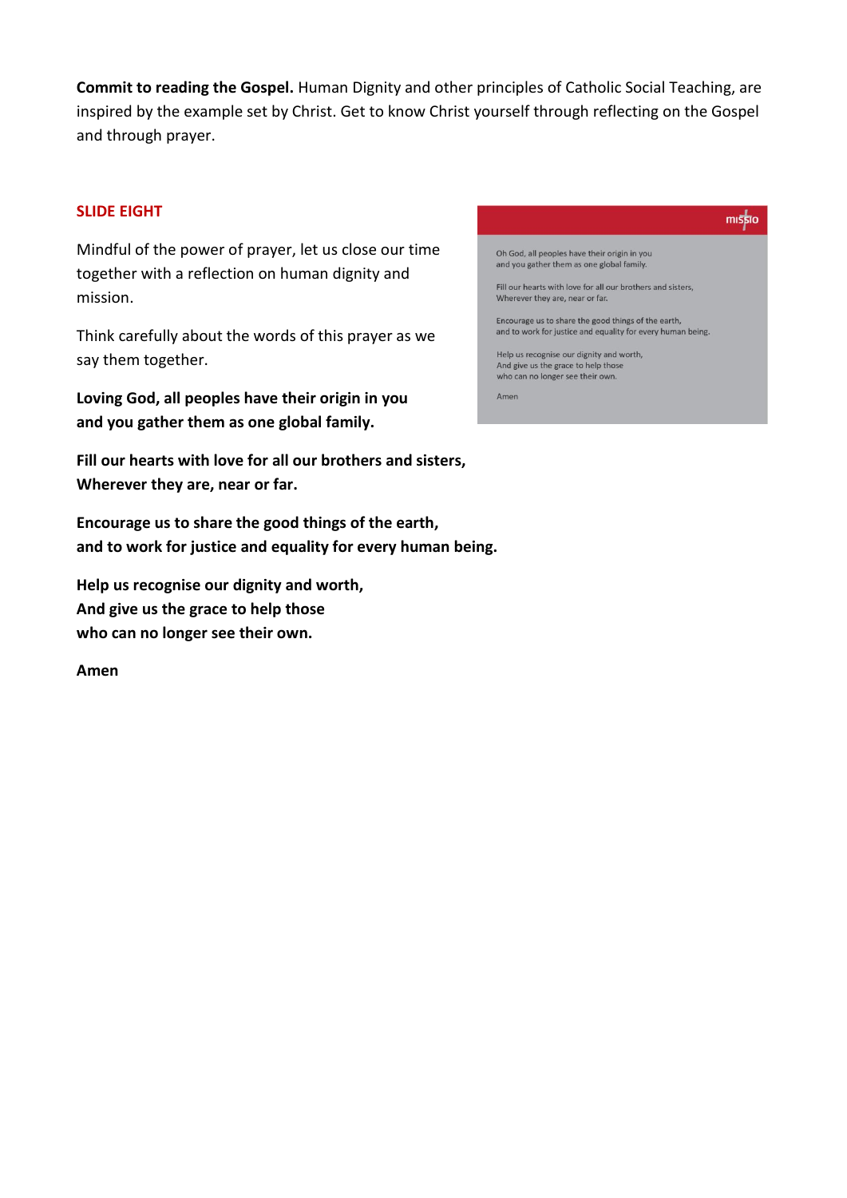**Commit to reading the Gospel.** Human Dignity and other principles of Catholic Social Teaching, are inspired by the example set by Christ. Get to know Christ yourself through reflecting on the Gospel and through prayer.

## SLIDE EIGHT

Mindful of the power of prayer, let us close our time together with a reflection on human dignity and mission.

Think carefully about the words of this prayer as we say them together.

**Loving God, all peoples have their origin in you**
**and you gather them as one global family.**

**Fill our hearts with love for all our brothers and sisters,**
**Wherever they are, near or far.**

**Encourage us to share the good things of the earth,**
**and to work for justice and equality for every human being.**

**Help us recognise our dignity and worth,**
**And give us the grace to help those**
**who can no longer see their own.**

**Amen**

missio

Oh God, all peoples have their origin in you
and you gather them as one global family.

Fill our hearts with love for all our brothers and sisters,
Wherever they are, near or far.

Encourage us to share the good things of the earth,
and to work for justice and equality for every human being.

Help us recognise our dignity and worth,
And give us the grace to help those
who can no longer see their own.

Amen